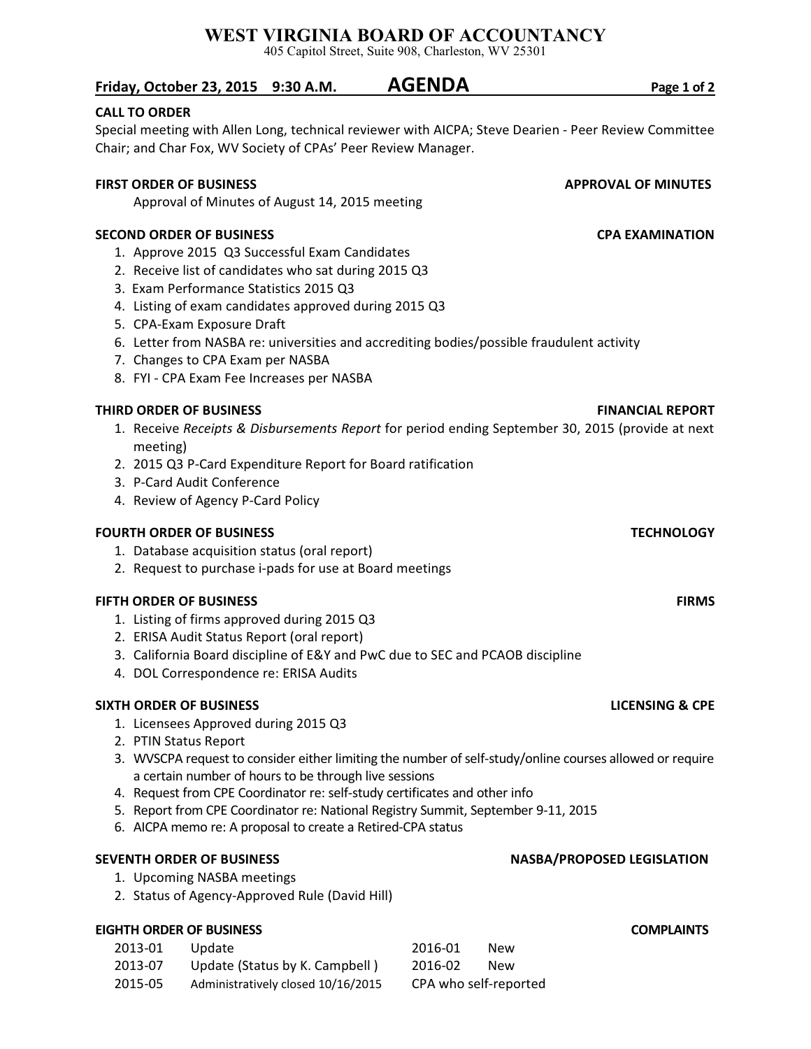# WEST VIRGINIA BOARD OF ACCOUNTANCY

405 Capitol Street, Suite 908, Charleston, WV 25301

**Friday, October 23, 2015 9:30 A.M.** **AGENDA**

**CALL TO ORDER**

Special meeting with Allen Long, technical reviewer with AICPA; Steve Dearien - Peer Review Committee Chair; and Char Fox, WV Society of CPAs' Peer Review Manager.

**FIRST ORDER OF BUSINESS** — **APPROVAL OF MINUTES**

Approval of Minutes of August 14, 2015 meeting

**SECOND ORDER OF BUSINESS** — **CPA EXAMINATION**

1. Approve 2015 Q3 Successful Exam Candidates
2. Receive list of candidates who sat during 2015 Q3
3. Exam Performance Statistics 2015 Q3
4. Listing of exam candidates approved during 2015 Q3
5. CPA-Exam Exposure Draft
6. Letter from NASBA re: universities and accrediting bodies/possible fraudulent activity
7. Changes to CPA Exam per NASBA
8. FYI - CPA Exam Fee Increases per NASBA

**THIRD ORDER OF BUSINESS** — **FINANCIAL REPORT**

1. Receive *Receipts & Disbursements Report* for period ending September 30, 2015 (provide at next meeting)
2. 2015 Q3 P-Card Expenditure Report for Board ratification
3. P-Card Audit Conference
4. Review of Agency P-Card Policy

**FOURTH ORDER OF BUSINESS** — **TECHNOLOGY**

1. Database acquisition status (oral report)
2. Request to purchase i-pads for use at Board meetings

**FIFTH ORDER OF BUSINESS** — **FIRMS**

1. Listing of firms approved during 2015 Q3
2. ERISA Audit Status Report (oral report)
3. California Board discipline of E&Y and PwC due to SEC and PCAOB discipline
4. DOL Correspondence re: ERISA Audits

**SIXTH ORDER OF BUSINESS** — **LICENSING & CPE**

1. Licensees Approved during 2015 Q3
2. PTIN Status Report
3. WVSCPA request to consider either limiting the number of self-study/online courses allowed or require a certain number of hours to be through live sessions
4. Request from CPE Coordinator re: self-study certificates and other info
5. Report from CPE Coordinator re: National Registry Summit, September 9-11, 2015
6. AICPA memo re: A proposal to create a Retired-CPA status

**SEVENTH ORDER OF BUSINESS** — **NASBA/PROPOSED LEGISLATION**

1. Upcoming NASBA meetings
2. Status of Agency-Approved Rule (David Hill)

**EIGHTH ORDER OF BUSINESS** — **COMPLAINTS**

| | | | |
|---|---|---|---|
| 2013-01 | Update | 2016-01 | New |
| 2013-07 | Update (Status by K. Campbell ) | 2016-02 | New |
| 2015-05 | Administratively closed 10/16/2015 | CPA who self-reported | |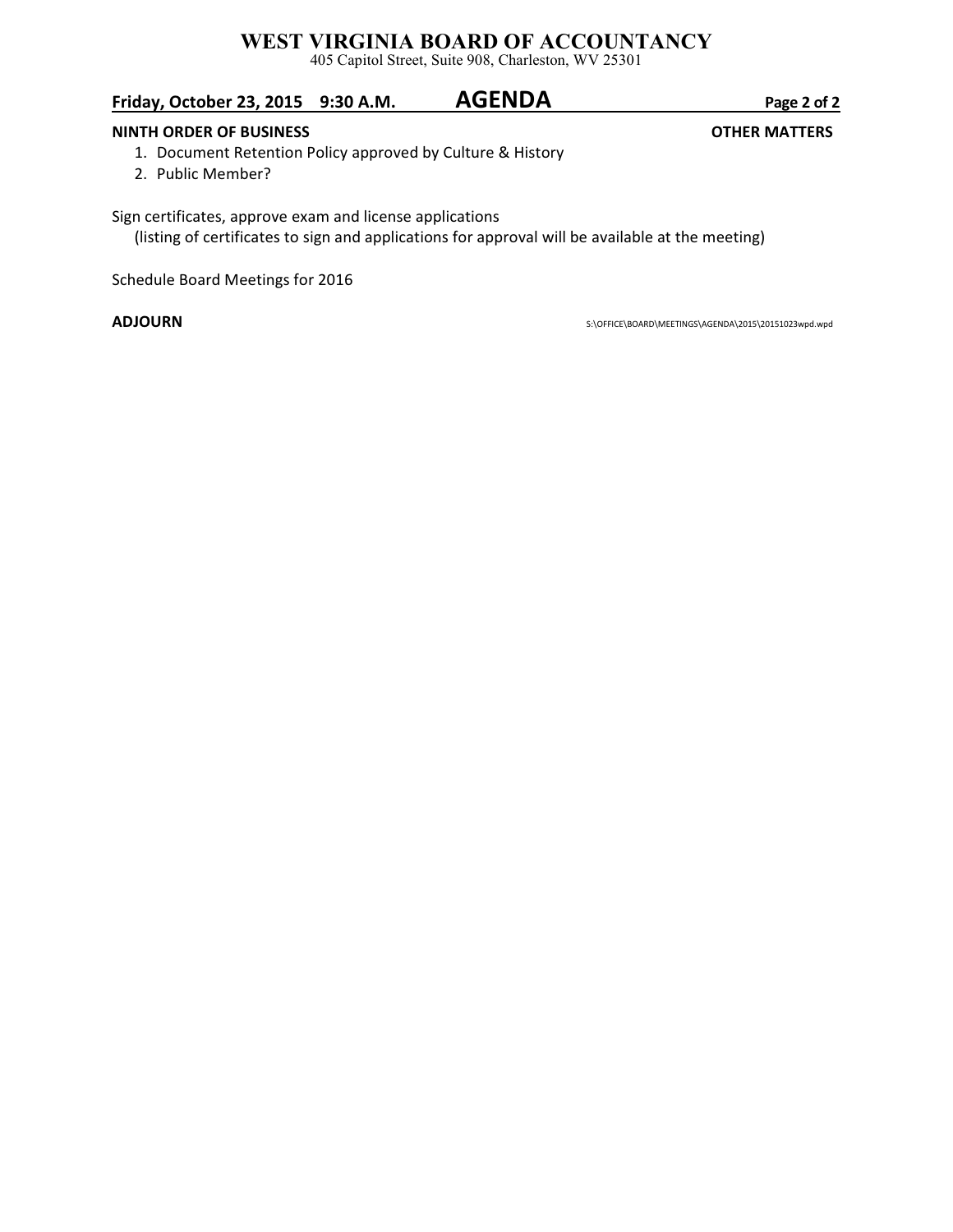# WEST VIRGINIA BOARD OF ACCOUNTANCY

405 Capitol Street, Suite 908, Charleston, WV 25301

**Friday, October 23, 2015 9:30 A.M.** **AGENDA**

**NINTH ORDER OF BUSINESS** **OTHER MATTERS**

1. Document Retention Policy approved by Culture & History
2. Public Member?

Sign certificates, approve exam and license applications
(listing of certificates to sign and applications for approval will be available at the meeting)

Schedule Board Meetings for 2016

**ADJOURN**

S:\OFFICE\BOARD\MEETINGS\AGENDA\2015\20151023wpd.wpd